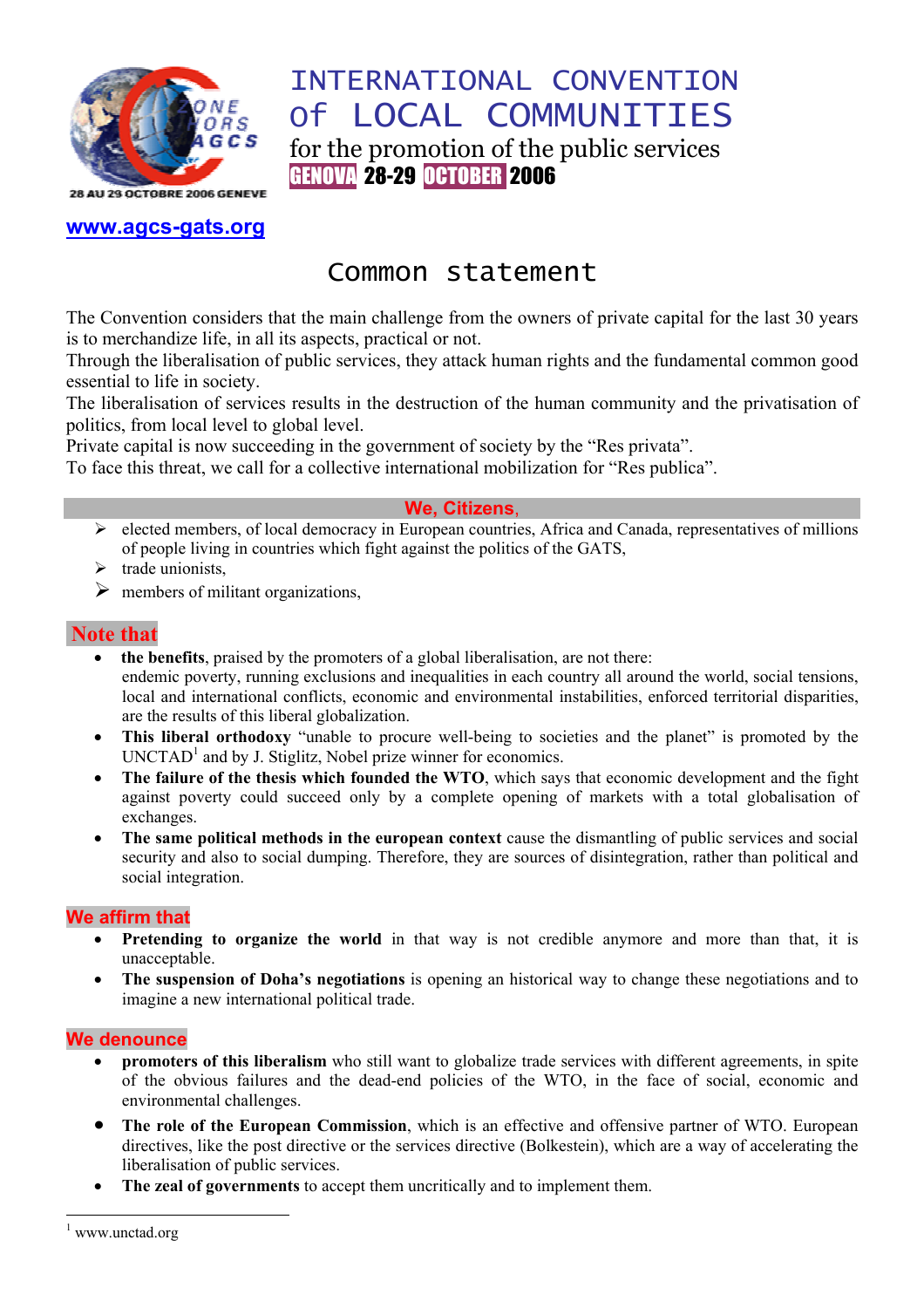# INTERNATIONAL CONVENTION of LOCAL COMMUNITIES

for the promotion of the public services

GENOVA 28-29 OCTOBER 2006

28 AU 29 OCTOBRE 2006 GENEVE

www.agcs-gats.org

## Common statement

The Convention considers that the main challenge from the owners of private capital for the last 30 years is to merchandize life, in all its aspects, practical or not.

Through the liberalisation of public services, they attack human rights and the fundamental common good essential to life in society.

The liberalisation of services results in the destruction of the human community and the privatisation of politics, from local level to global level.

Private capital is now succeeding in the government of society by the "Res privata".

To face this threat, we call for a collective international mobilization for "Res publica".

### We, Citizens,

- elected members, of local democracy in European countries, Africa and Canada, representatives of millions of people living in countries which fight against the politics of the GATS,
- trade unionists,
- members of militant organizations,

### Note that

- **the benefits**, praised by the promoters of a global liberalisation, are not there: endemic poverty, running exclusions and inequalities in each country all around the world, social tensions, local and international conflicts, economic and environmental instabilities, enforced territorial disparities, are the results of this liberal globalization.
- **This liberal orthodoxy** "unable to procure well-being to societies and the planet" is promoted by the UNCTAD[1] and by J. Stiglitz, Nobel prize winner for economics.
- **The failure of the thesis which founded the WTO**, which says that economic development and the fight against poverty could succeed only by a complete opening of markets with a total globalisation of exchanges.
- **The same political methods in the european context** cause the dismantling of public services and social security and also to social dumping. Therefore, they are sources of disintegration, rather than political and social integration.

### We affirm that

- **Pretending to organize the world** in that way is not credible anymore and more than that, it is unacceptable.
- **The suspension of Doha's negotiations** is opening an historical way to change these negotiations and to imagine a new international political trade.

### We denounce

- **promoters of this liberalism** who still want to globalize trade services with different agreements, in spite of the obvious failures and the dead-end policies of the WTO, in the face of social, economic and environmental challenges.
- **The role of the European Commission**, which is an effective and offensive partner of WTO. European directives, like the post directive or the services directive (Bolkestein), which are a way of accelerating the liberalisation of public services.
- **The zeal of governments** to accept them uncritically and to implement them.

---

[1] www.unctad.org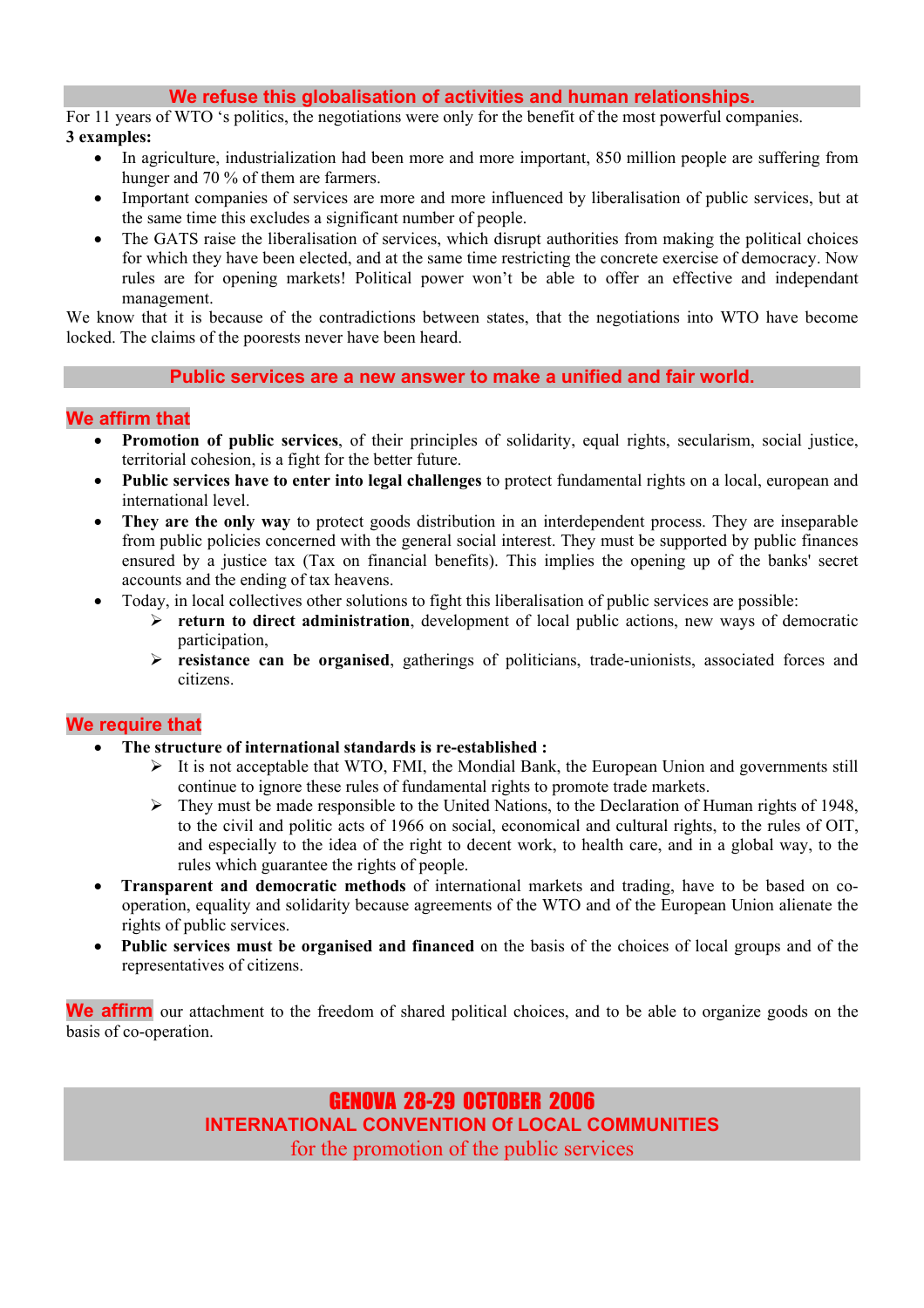## We refuse this globalisation of activities and human relationships.

For 11 years of WTO 's politics, the negotiations were only for the benefit of the most powerful companies.

**3 examples:**

- In agriculture, industrialization had been more and more important, 850 million people are suffering from hunger and 70 % of them are farmers.
- Important companies of services are more and more influenced by liberalisation of public services, but at the same time this excludes a significant number of people.
- The GATS raise the liberalisation of services, which disrupt authorities from making the political choices for which they have been elected, and at the same time restricting the concrete exercise of democracy. Now rules are for opening markets! Political power won't be able to offer an effective and independant management.

We know that it is because of the contradictions between states, that the negotiations into WTO have become locked. The claims of the poorests never have been heard.

## Public services are a new answer to make a unified and fair world.

### We affirm that

- **Promotion of public services**, of their principles of solidarity, equal rights, secularism, social justice, territorial cohesion, is a fight for the better future.
- **Public services have to enter into legal challenges** to protect fundamental rights on a local, european and international level.
- **They are the only way** to protect goods distribution in an interdependent process. They are inseparable from public policies concerned with the general social interest. They must be supported by public finances ensured by a justice tax (Tax on financial benefits). This implies the opening up of the banks' secret accounts and the ending of tax heavens.
- Today, in local collectives other solutions to fight this liberalisation of public services are possible:
  - **return to direct administration**, development of local public actions, new ways of democratic participation,
  - **resistance can be organised**, gatherings of politicians, trade-unionists, associated forces and citizens.

### We require that

- **The structure of international standards is re-established :**
  - It is not acceptable that WTO, FMI, the Mondial Bank, the European Union and governments still continue to ignore these rules of fundamental rights to promote trade markets.
  - They must be made responsible to the United Nations, to the Declaration of Human rights of 1948, to the civil and politic acts of 1966 on social, economical and cultural rights, to the rules of OIT, and especially to the idea of the right to decent work, to health care, and in a global way, to the rules which guarantee the rights of people.
- **Transparent and democratic methods** of international markets and trading, have to be based on co-operation, equality and solidarity because agreements of the WTO and of the European Union alienate the rights of public services.
- **Public services must be organised and financed** on the basis of the choices of local groups and of the representatives of citizens.

**We affirm** our attachment to the freedom of shared political choices, and to be able to organize goods on the basis of co-operation.

**GENOVA 28-29 OCTOBER 2006**

**INTERNATIONAL CONVENTION Of LOCAL COMMUNITIES**

for the promotion of the public services